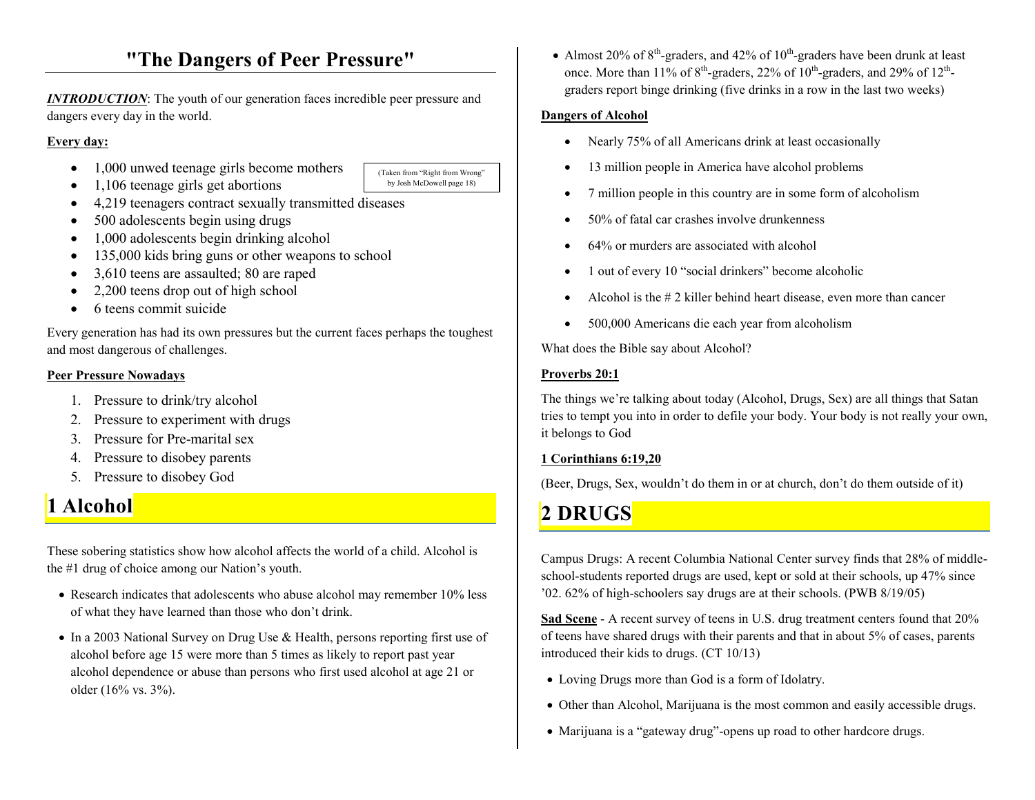# "The Dangers of Peer Pressure"

***INTRODUCTION***: The youth of our generation faces incredible peer pressure and dangers every day in the world.

**Every day:**

(Taken from "Right from Wrong" by Josh McDowell page 18)

- 1,000 unwed teenage girls become mothers
- 1,106 teenage girls get abortions
- 4,219 teenagers contract sexually transmitted diseases
- 500 adolescents begin using drugs
- 1,000 adolescents begin drinking alcohol
- 135,000 kids bring guns or other weapons to school
- 3,610 teens are assaulted; 80 are raped
- 2,200 teens drop out of high school
- 6 teens commit suicide

Every generation has had its own pressures but the current faces perhaps the toughest and most dangerous of challenges.

**Peer Pressure Nowadays**

1. Pressure to drink/try alcohol
2. Pressure to experiment with drugs
3. Pressure for Pre-marital sex
4. Pressure to disobey parents
5. Pressure to disobey God

## 1 Alcohol

These sobering statistics show how alcohol affects the world of a child. Alcohol is the #1 drug of choice among our Nation's youth.

- Research indicates that adolescents who abuse alcohol may remember 10% less of what they have learned than those who don't drink.
- In a 2003 National Survey on Drug Use & Health, persons reporting first use of alcohol before age 15 were more than 5 times as likely to report past year alcohol dependence or abuse than persons who first used alcohol at age 21 or older (16% vs. 3%).
- Almost 20% of 8th-graders, and 42% of 10th-graders have been drunk at least once. More than 11% of 8th-graders, 22% of 10th-graders, and 29% of 12th-graders report binge drinking (five drinks in a row in the last two weeks)

**Dangers of Alcohol**

- Nearly 75% of all Americans drink at least occasionally
- 13 million people in America have alcohol problems
- 7 million people in this country are in some form of alcoholism
- 50% of fatal car crashes involve drunkenness
- 64% or murders are associated with alcohol
- 1 out of every 10 "social drinkers" become alcoholic
- Alcohol is the # 2 killer behind heart disease, even more than cancer
- 500,000 Americans die each year from alcoholism

What does the Bible say about Alcohol?

**Proverbs 20:1**

The things we're talking about today (Alcohol, Drugs, Sex) are all things that Satan tries to tempt you into in order to defile your body. Your body is not really your own, it belongs to God

**1 Corinthians 6:19,20**

(Beer, Drugs, Sex, wouldn't do them in or at church, don't do them outside of it)

## 2 DRUGS

Campus Drugs: A recent Columbia National Center survey finds that 28% of middle-school-students reported drugs are used, kept or sold at their schools, up 47% since '02. 62% of high-schoolers say drugs are at their schools. (PWB 8/19/05)

**Sad Scene** - A recent survey of teens in U.S. drug treatment centers found that 20% of teens have shared drugs with their parents and that in about 5% of cases, parents introduced their kids to drugs. (CT 10/13)

- Loving Drugs more than God is a form of Idolatry.
- Other than Alcohol, Marijuana is the most common and easily accessible drugs.
- Marijuana is a "gateway drug"-opens up road to other hardcore drugs.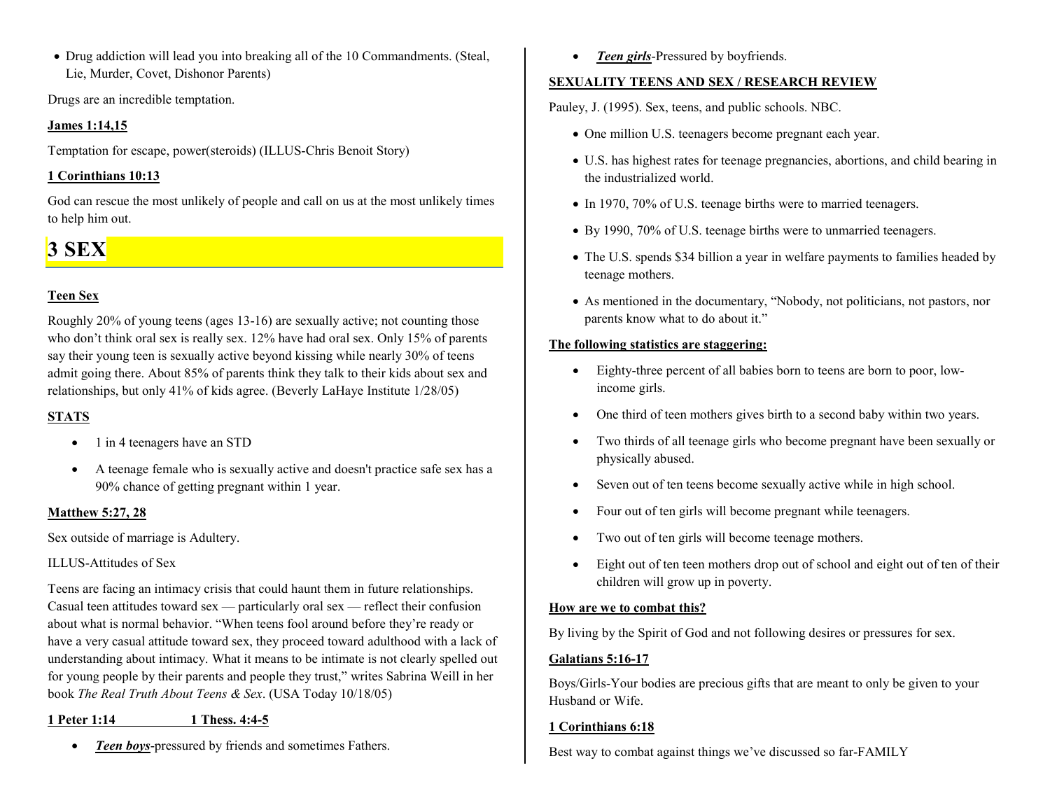- Drug addiction will lead you into breaking all of the 10 Commandments. (Steal, Lie, Murder, Covet, Dishonor Parents)

Drugs are an incredible temptation.

**James 1:14,15**

Temptation for escape, power(steroids) (ILLUS-Chris Benoit Story)

**1 Corinthians 10:13**

God can rescue the most unlikely of people and call on us at the most unlikely times to help him out.

# 3 SEX

**Teen Sex**

Roughly 20% of young teens (ages 13-16) are sexually active; not counting those who don't think oral sex is really sex. 12% have had oral sex. Only 15% of parents say their young teen is sexually active beyond kissing while nearly 30% of teens admit going there. About 85% of parents think they talk to their kids about sex and relationships, but only 41% of kids agree. (Beverly LaHaye Institute 1/28/05)

**STATS**

- 1 in 4 teenagers have an STD
- A teenage female who is sexually active and doesn't practice safe sex has a 90% chance of getting pregnant within 1 year.

**Matthew 5:27, 28**

Sex outside of marriage is Adultery.

ILLUS-Attitudes of Sex

Teens are facing an intimacy crisis that could haunt them in future relationships. Casual teen attitudes toward sex — particularly oral sex — reflect their confusion about what is normal behavior. "When teens fool around before they're ready or have a very casual attitude toward sex, they proceed toward adulthood with a lack of understanding about intimacy. What it means to be intimate is not clearly spelled out for young people by their parents and people they trust," writes Sabrina Weill in her book *The Real Truth About Teens & Sex*. (USA Today 10/18/05)

**1 Peter 1:14 1 Thess. 4:4-5**

- ***Teen boys***-pressured by friends and sometimes Fathers.
- ***Teen girls***-Pressured by boyfriends.

**SEXUALITY TEENS AND SEX / RESEARCH REVIEW**

Pauley, J. (1995). Sex, teens, and public schools. NBC.

- One million U.S. teenagers become pregnant each year.
- U.S. has highest rates for teenage pregnancies, abortions, and child bearing in the industrialized world.
- In 1970, 70% of U.S. teenage births were to married teenagers.
- By 1990, 70% of U.S. teenage births were to unmarried teenagers.
- The U.S. spends $34 billion a year in welfare payments to families headed by teenage mothers.
- As mentioned in the documentary, "Nobody, not politicians, not pastors, nor parents know what to do about it."

**The following statistics are staggering:**

- Eighty-three percent of all babies born to teens are born to poor, low-income girls.
- One third of teen mothers gives birth to a second baby within two years.
- Two thirds of all teenage girls who become pregnant have been sexually or physically abused.
- Seven out of ten teens become sexually active while in high school.
- Four out of ten girls will become pregnant while teenagers.
- Two out of ten girls will become teenage mothers.
- Eight out of ten teen mothers drop out of school and eight out of ten of their children will grow up in poverty.

**How are we to combat this?**

By living by the Spirit of God and not following desires or pressures for sex.

**Galatians 5:16-17**

Boys/Girls-Your bodies are precious gifts that are meant to only be given to your Husband or Wife.

**1 Corinthians 6:18**

Best way to combat against things we've discussed so far-FAMILY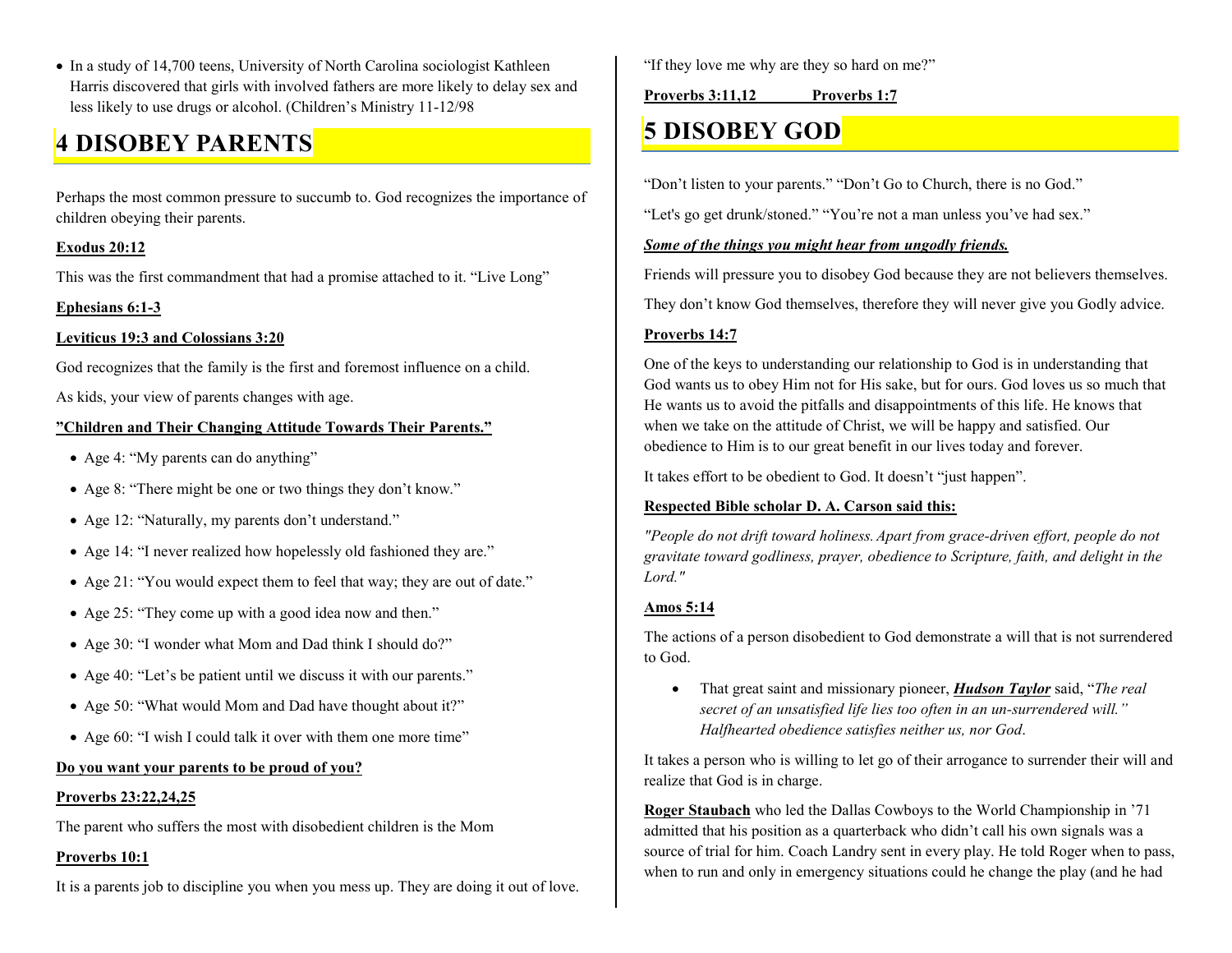- In a study of 14,700 teens, University of North Carolina sociologist Kathleen Harris discovered that girls with involved fathers are more likely to delay sex and less likely to use drugs or alcohol. (Children's Ministry 11-12/98

# 4 DISOBEY PARENTS

Perhaps the most common pressure to succumb to. God recognizes the importance of children obeying their parents.

**Exodus 20:12**

This was the first commandment that had a promise attached to it. "Live Long"

**Ephesians 6:1-3**

**Leviticus 19:3 and Colossians 3:20**

God recognizes that the family is the first and foremost influence on a child.

As kids, your view of parents changes with age.

**"Children and Their Changing Attitude Towards Their Parents."**

- Age 4: "My parents can do anything"
- Age 8: "There might be one or two things they don't know."
- Age 12: "Naturally, my parents don't understand."
- Age 14: "I never realized how hopelessly old fashioned they are."
- Age 21: "You would expect them to feel that way; they are out of date."
- Age 25: "They come up with a good idea now and then."
- Age 30: "I wonder what Mom and Dad think I should do?"
- Age 40: "Let's be patient until we discuss it with our parents."
- Age 50: "What would Mom and Dad have thought about it?"
- Age 60: "I wish I could talk it over with them one more time"

**Do you want your parents to be proud of you?**

**Proverbs 23:22,24,25**

The parent who suffers the most with disobedient children is the Mom

**Proverbs 10:1**

It is a parents job to discipline you when you mess up. They are doing it out of love.

"If they love me why are they so hard on me?"

**Proverbs 3:11,12** **Proverbs 1:7**

# 5 DISOBEY GOD

"Don't listen to your parents." "Don't Go to Church, there is no God."

"Let's go get drunk/stoned." "You're not a man unless you've had sex."

***Some of the things you might hear from ungodly friends.***

Friends will pressure you to disobey God because they are not believers themselves.

They don't know God themselves, therefore they will never give you Godly advice.

**Proverbs 14:7**

One of the keys to understanding our relationship to God is in understanding that God wants us to obey Him not for His sake, but for ours. God loves us so much that He wants us to avoid the pitfalls and disappointments of this life. He knows that when we take on the attitude of Christ, we will be happy and satisfied. Our obedience to Him is to our great benefit in our lives today and forever.

It takes effort to be obedient to God. It doesn't "just happen".

**Respected Bible scholar D. A. Carson said this:**

*"People do not drift toward holiness. Apart from grace-driven effort, people do not gravitate toward godliness, prayer, obedience to Scripture, faith, and delight in the Lord."*

**Amos 5:14**

The actions of a person disobedient to God demonstrate a will that is not surrendered to God.

- That great saint and missionary pioneer, ***Hudson Taylor*** said, "*The real secret of an unsatisfied life lies too often in an un-surrendered will." Halfhearted obedience satisfies neither us, nor God*.

It takes a person who is willing to let go of their arrogance to surrender their will and realize that God is in charge.

**Roger Staubach** who led the Dallas Cowboys to the World Championship in '71 admitted that his position as a quarterback who didn't call his own signals was a source of trial for him. Coach Landry sent in every play. He told Roger when to pass, when to run and only in emergency situations could he change the play (and he had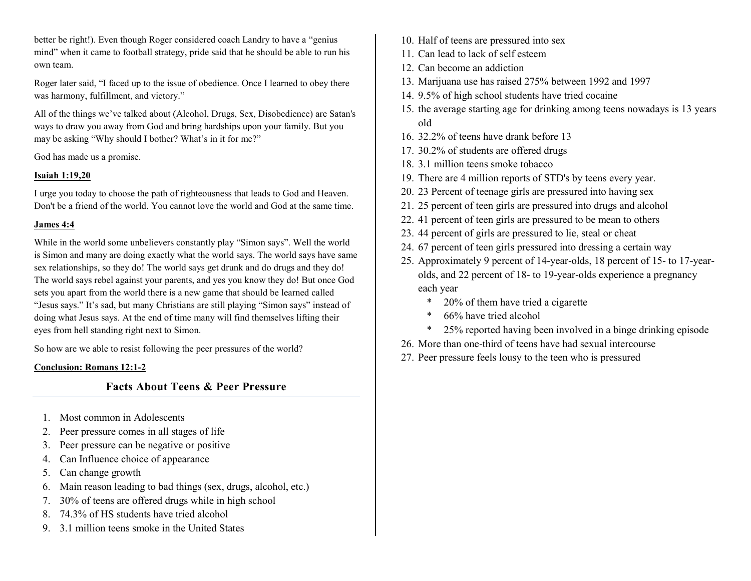better be right!). Even though Roger considered coach Landry to have a "genius mind" when it came to football strategy, pride said that he should be able to run his own team.

Roger later said, "I faced up to the issue of obedience. Once I learned to obey there was harmony, fulfillment, and victory."

All of the things we've talked about (Alcohol, Drugs, Sex, Disobedience) are Satan's ways to draw you away from God and bring hardships upon your family. But you may be asking "Why should I bother? What's in it for me?"

God has made us a promise.

**Isaiah 1:19,20**

I urge you today to choose the path of righteousness that leads to God and Heaven. Don't be a friend of the world. You cannot love the world and God at the same time.

**James 4:4**

While in the world some unbelievers constantly play "Simon says". Well the world is Simon and many are doing exactly what the world says. The world says have same sex relationships, so they do! The world says get drunk and do drugs and they do! The world says rebel against your parents, and yes you know they do! But once God sets you apart from the world there is a new game that should be learned called "Jesus says." It's sad, but many Christians are still playing "Simon says" instead of doing what Jesus says. At the end of time many will find themselves lifting their eyes from hell standing right next to Simon.

So how are we able to resist following the peer pressures of the world?

**Conclusion: Romans 12:1-2**

## Facts About Teens & Peer Pressure

1. Most common in Adolescents
2. Peer pressure comes in all stages of life
3. Peer pressure can be negative or positive
4. Can Influence choice of appearance
5. Can change growth
6. Main reason leading to bad things (sex, drugs, alcohol, etc.)
7. 30% of teens are offered drugs while in high school
8. 74.3% of HS students have tried alcohol
9. 3.1 million teens smoke in the United States
10. Half of teens are pressured into sex
11. Can lead to lack of self esteem
12. Can become an addiction
13. Marijuana use has raised 275% between 1992 and 1997
14. 9.5% of high school students have tried cocaine
15. the average starting age for drinking among teens nowadays is 13 years old
16. 32.2% of teens have drank before 13
17. 30.2% of students are offered drugs
18. 3.1 million teens smoke tobacco
19. There are 4 million reports of STD's by teens every year.
20. 23 Percent of teenage girls are pressured into having sex
21. 25 percent of teen girls are pressured into drugs and alcohol
22. 41 percent of teen girls are pressured to be mean to others
23. 44 percent of girls are pressured to lie, steal or cheat
24. 67 percent of teen girls pressured into dressing a certain way
25. Approximately 9 percent of 14-year-olds, 18 percent of 15- to 17-year-olds, and 22 percent of 18- to 19-year-olds experience a pregnancy each year
    * 20% of them have tried a cigarette
    * 66% have tried alcohol
    * 25% reported having been involved in a binge drinking episode
26. More than one-third of teens have had sexual intercourse
27. Peer pressure feels lousy to the teen who is pressured